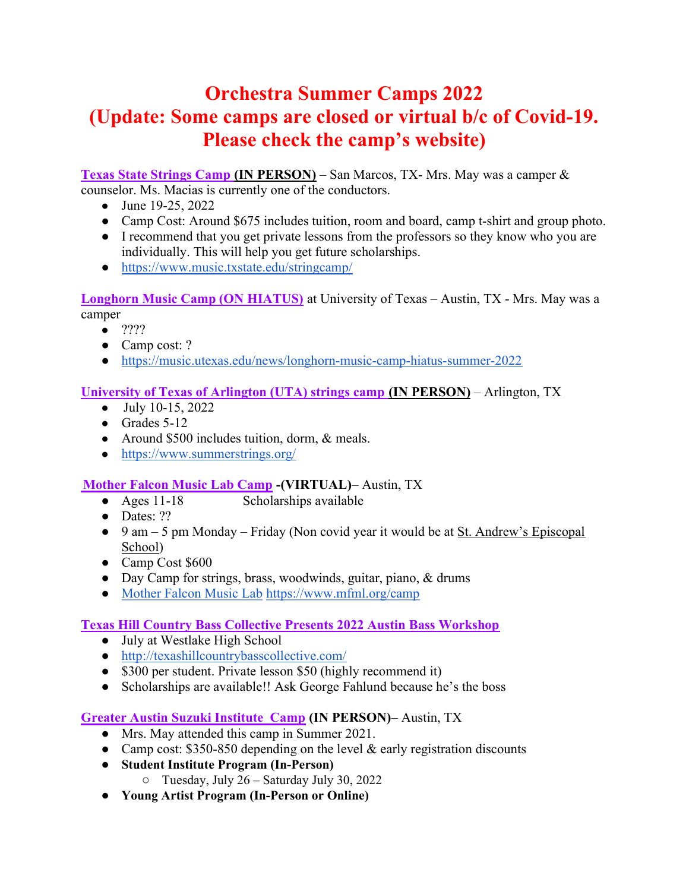# Orchestra Summer Camps 2022
# (Update: Some camps are closed or virtual b/c of Covid-19. Please check the camp's website)

**Texas State Strings Camp (IN PERSON)** – San Marcos, TX- Mrs. May was a camper & counselor. Ms. Macias is currently one of the conductors.

- June 19-25, 2022
- Camp Cost: Around $675 includes tuition, room and board, camp t-shirt and group photo.
- I recommend that you get private lessons from the professors so they know who you are individually. This will help you get future scholarships.
- https://www.music.txstate.edu/stringcamp/

**Longhorn Music Camp (ON HIATUS)** at University of Texas – Austin, TX - Mrs. May was a camper

- ????
- Camp cost: ?
- https://music.utexas.edu/news/longhorn-music-camp-hiatus-summer-2022

**University of Texas of Arlington (UTA) strings camp (IN PERSON)** – Arlington, TX

- July 10-15, 2022
- Grades 5-12
- Around $500 includes tuition, dorm, & meals.
- https://www.summerstrings.org/

**Mother Falcon Music Lab Camp -(VIRTUAL)**– Austin, TX

- Ages 11-18 Scholarships available
- Dates: ??
- 9 am – 5 pm Monday – Friday (Non covid year it would be at St. Andrew's Episcopal School)
- Camp Cost $600
- Day Camp for strings, brass, woodwinds, guitar, piano, & drums
- Mother Falcon Music Lab https://www.mfml.org/camp

**Texas Hill Country Bass Collective Presents 2022 Austin Bass Workshop**

- July at Westlake High School
- http://texashillcountrybasscollective.com/
- $300 per student. Private lesson $50 (highly recommend it)
- Scholarships are available!! Ask George Fahlund because he's the boss

**Greater Austin Suzuki Institute Camp (IN PERSON)**– Austin, TX

- Mrs. May attended this camp in Summer 2021.
- Camp cost: $350-850 depending on the level & early registration discounts
- **Student Institute Program (In-Person)**
  - Tuesday, July 26 – Saturday July 30, 2022
- **Young Artist Program (In-Person or Online)**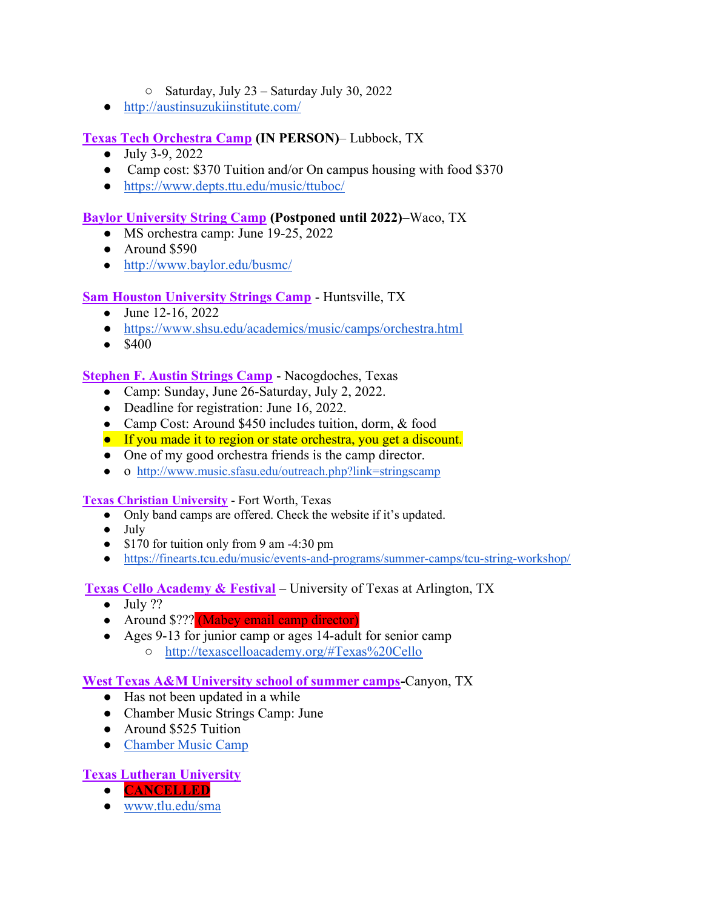- Saturday, July 23 – Saturday July 30, 2022
- http://austinsuzukiinstitute.com/

**Texas Tech Orchestra Camp** **(IN PERSON)**– Lubbock, TX
- July 3-9, 2022
- Camp cost: $370 Tuition and/or On campus housing with food $370
- https://www.depts.ttu.edu/music/ttuboc/

**Baylor University String Camp** **(Postponed until 2022)**–Waco, TX
- MS orchestra camp: June 19-25, 2022
- Around $590
- http://www.baylor.edu/busmc/

**Sam Houston University Strings Camp** - Huntsville, TX
- June 12-16, 2022
- https://www.shsu.edu/academics/music/camps/orchestra.html
- $400

**Stephen F. Austin Strings Camp** - Nacogdoches, Texas
- Camp: Sunday, June 26-Saturday, July 2, 2022.
- Deadline for registration: June 16, 2022.
- Camp Cost: Around $450 includes tuition, dorm, & food
- If you made it to region or state orchestra, you get a discount.
- One of my good orchestra friends is the camp director.
- o http://www.music.sfasu.edu/outreach.php?link=stringscamp

**Texas Christian University** - Fort Worth, Texas
- Only band camps are offered. Check the website if it's updated.
- July
- $170 for tuition only from 9 am -4:30 pm
- https://finearts.tcu.edu/music/events-and-programs/summer-camps/tcu-string-workshop/

**Texas Cello Academy & Festival** – University of Texas at Arlington, TX
- July ??
- Around $??? (Mabey email camp director)
- Ages 9-13 for junior camp or ages 14-adult for senior camp
  - http://texascelloacademy.org/#Texas%20Cello

**West Texas A&M University school of summer camps**-Canyon, TX
- Has not been updated in a while
- Chamber Music Strings Camp: June
- Around $525 Tuition
- Chamber Music Camp

**Texas Lutheran University**
- **CANCELLED**
- www.tlu.edu/sma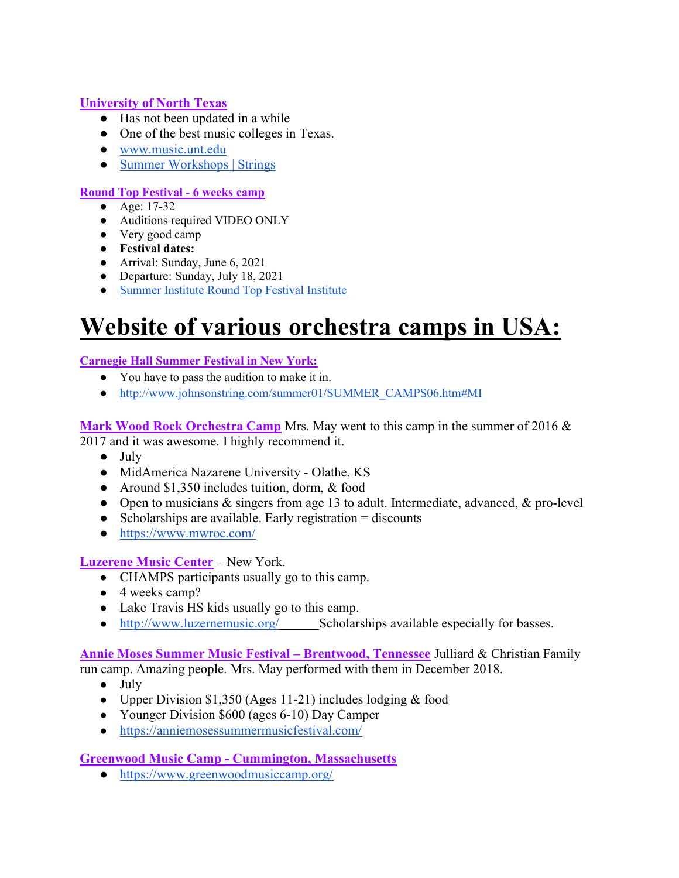**[University of North Texas]()**

- Has not been updated in a while
- One of the best music colleges in Texas.
- [www.music.unt.edu]()
- [Summer Workshops | Strings]()

**[Round Top Festival - 6 weeks camp]()**

- Age: 17-32
- Auditions required VIDEO ONLY
- Very good camp
- **Festival dates:**
- Arrival: Sunday, June 6, 2021
- Departure: Sunday, July 18, 2021
- [Summer Institute Round Top Festival Institute]()

# Website of various orchestra camps in USA:

**[Carnegie Hall Summer Festival in New York:]()**

- You have to pass the audition to make it in.
- [http://www.johnsonstring.com/summer01/SUMMER_CAMPS06.htm#MI]()

**[Mark Wood Rock Orchestra Camp]()** Mrs. May went to this camp in the summer of 2016 & 2017 and it was awesome. I highly recommend it.

- July
- MidAmerica Nazarene University - Olathe, KS
- Around $1,350 includes tuition, dorm, & food
- Open to musicians & singers from age 13 to adult. Intermediate, advanced, & pro-level
- Scholarships are available. Early registration = discounts
- [https://www.mwroc.com/]()

**[Luzerene Music Center]()** – New York.

- CHAMPS participants usually go to this camp.
- 4 weeks camp?
- Lake Travis HS kids usually go to this camp.
- [http://www.luzernemusic.org/]()______Scholarships available especially for basses.

**[Annie Moses Summer Music Festival – Brentwood, Tennessee]()** Julliard & Christian Family run camp. Amazing people. Mrs. May performed with them in December 2018.

- July
- Upper Division $1,350 (Ages 11-21) includes lodging & food
- Younger Division $600 (ages 6-10) Day Camper
- [https://anniemosessummermusicfestival.com/]()

**[Greenwood Music Camp - Cummington, Massachusetts]()**

- [https://www.greenwoodmusiccamp.org/]()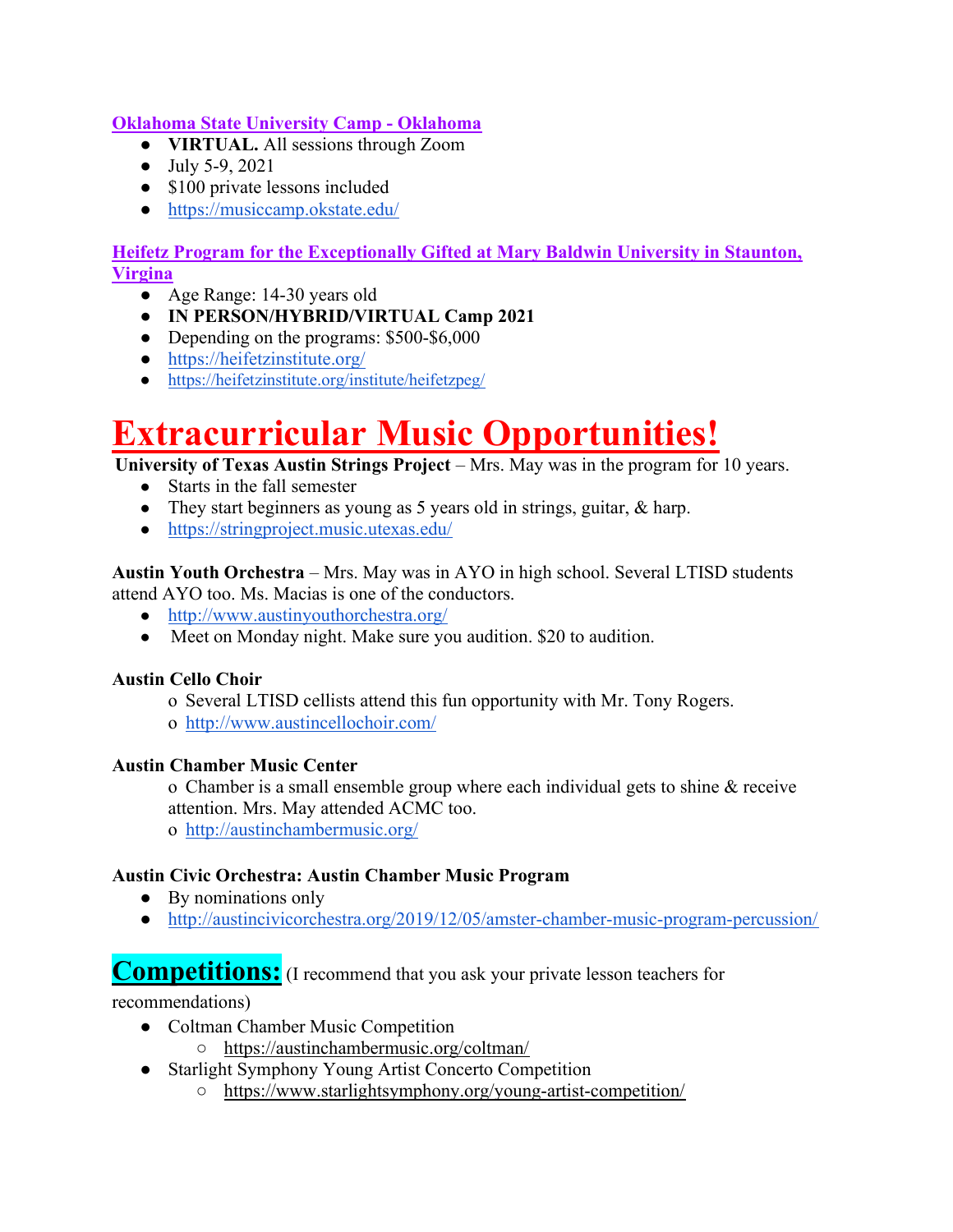[Oklahoma State University Camp - Oklahoma](https://musiccamp.okstate.edu/)

- **VIRTUAL.** All sessions through Zoom
- July 5-9, 2021
- $100 private lessons included
- https://musiccamp.okstate.edu/

[Heifetz Program for the Exceptionally Gifted at Mary Baldwin University in Staunton, Virgina](https://heifetzinstitute.org/)

- Age Range: 14-30 years old
- **IN PERSON/HYBRID/VIRTUAL Camp 2021**
- Depending on the programs: $500-$6,000
- https://heifetzinstitute.org/
- https://heifetzinstitute.org/institute/heifetzpeg/

# Extracurricular Music Opportunities!

**University of Texas Austin Strings Project** – Mrs. May was in the program for 10 years.

- Starts in the fall semester
- They start beginners as young as 5 years old in strings, guitar, & harp.
- https://stringproject.music.utexas.edu/

**Austin Youth Orchestra** – Mrs. May was in AYO in high school. Several LTISD students attend AYO too. Ms. Macias is one of the conductors.

- http://www.austinyouthorchestra.org/
- Meet on Monday night. Make sure you audition. $20 to audition.

**Austin Cello Choir**

- Several LTISD cellists attend this fun opportunity with Mr. Tony Rogers.
- http://www.austincellochoir.com/

**Austin Chamber Music Center**

- Chamber is a small ensemble group where each individual gets to shine & receive attention. Mrs. May attended ACMC too.
- http://austinchambermusic.org/

**Austin Civic Orchestra: Austin Chamber Music Program**

- By nominations only
- http://austincivicorchestra.org/2019/12/05/amster-chamber-music-program-percussion/

## Competitions: (I recommend that you ask your private lesson teachers for recommendations)

- Coltman Chamber Music Competition
  - https://austinchambermusic.org/coltman/
- Starlight Symphony Young Artist Concerto Competition
  - https://www.starlightsymphony.org/young-artist-competition/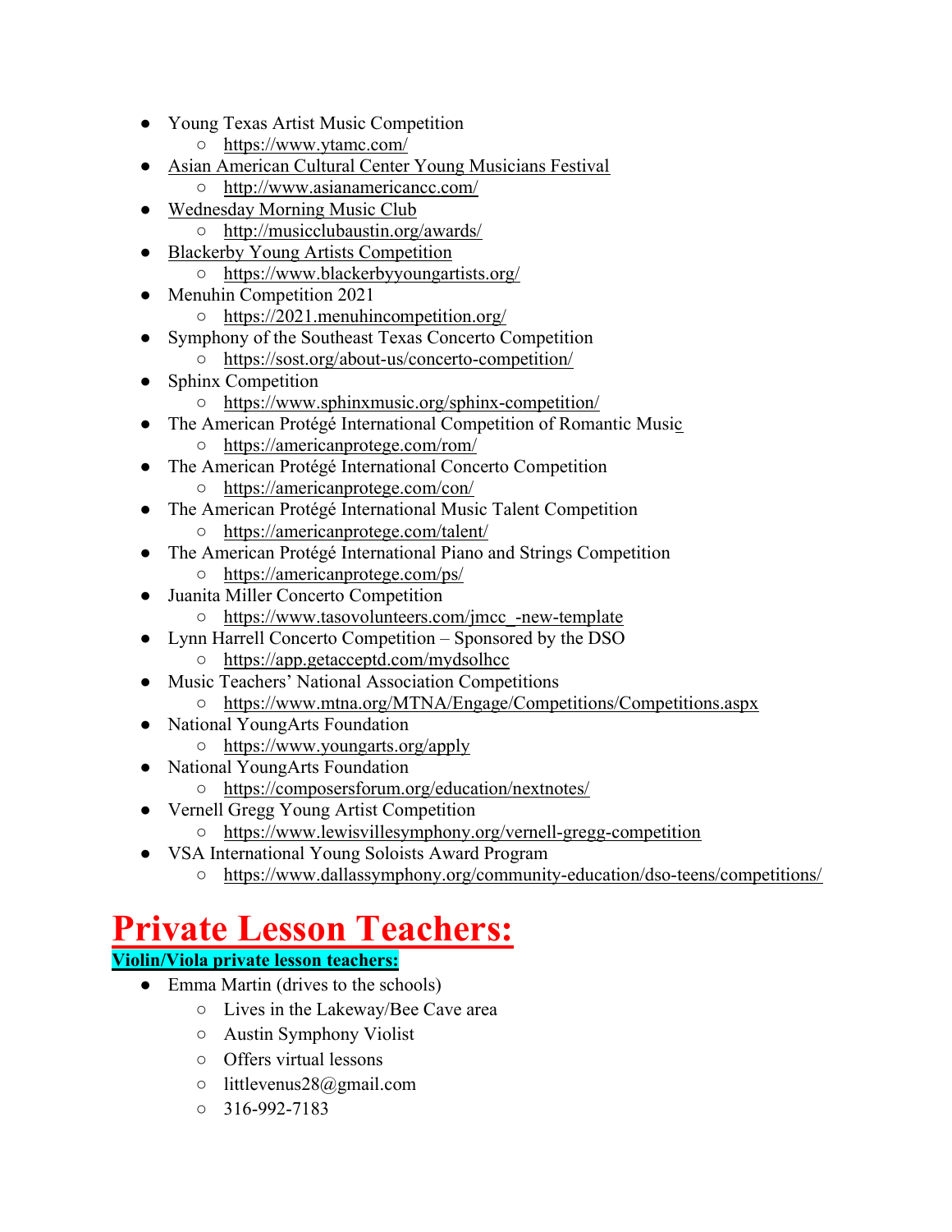- Young Texas Artist Music Competition
  - https://www.ytamc.com/
- Asian American Cultural Center Young Musicians Festival
  - http://www.asianamericancc.com/
- Wednesday Morning Music Club
  - http://musicclubaustin.org/awards/
- Blackerby Young Artists Competition
  - https://www.blackerbyyoungartists.org/
- Menuhin Competition 2021
  - https://2021.menuhincompetition.org/
- Symphony of the Southeast Texas Concerto Competition
  - https://sost.org/about-us/concerto-competition/
- Sphinx Competition
  - https://www.sphinxmusic.org/sphinx-competition/
- The American Protégé International Competition of Romantic Music
  - https://americanprotege.com/rom/
- The American Protégé International Concerto Competition
  - https://americanprotege.com/con/
- The American Protégé International Music Talent Competition
  - https://americanprotege.com/talent/
- The American Protégé International Piano and Strings Competition
  - https://americanprotege.com/ps/
- Juanita Miller Concerto Competition
  - https://www.tasovolunteers.com/jmcc_-new-template
- Lynn Harrell Concerto Competition – Sponsored by the DSO
  - https://app.getacceptd.com/mydsolhcc
- Music Teachers' National Association Competitions
  - https://www.mtna.org/MTNA/Engage/Competitions/Competitions.aspx
- National YoungArts Foundation
  - https://www.youngarts.org/apply
- National YoungArts Foundation
  - https://composersforum.org/education/nextnotes/
- Vernell Gregg Young Artist Competition
  - https://www.lewisvillesymphony.org/vernell-gregg-competition
- VSA International Young Soloists Award Program
  - https://www.dallassymphony.org/community-education/dso-teens/competitions/

# Private Lesson Teachers:

**Violin/Viola private lesson teachers:**

- Emma Martin (drives to the schools)
  - Lives in the Lakeway/Bee Cave area
  - Austin Symphony Violist
  - Offers virtual lessons
  - littlevenus28@gmail.com
  - 316-992-7183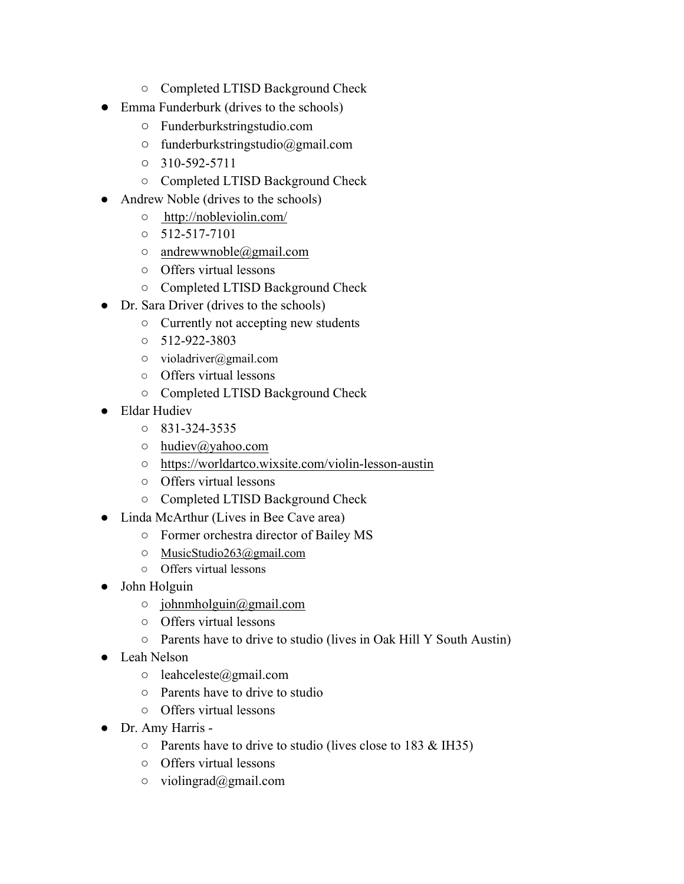- Completed LTISD Background Check
- Emma Funderburk (drives to the schools)
    - Funderburkstringstudio.com
    - funderburkstringstudio@gmail.com
    - 310-592-5711
    - Completed LTISD Background Check
- Andrew Noble (drives to the schools)
    - http://nobleviolin.com/
    - 512-517-7101
    - andrewwnoble@gmail.com
    - Offers virtual lessons
    - Completed LTISD Background Check
- Dr. Sara Driver (drives to the schools)
    - Currently not accepting new students
    - 512-922-3803
    - violadriver@gmail.com
    - Offers virtual lessons
    - Completed LTISD Background Check
- Eldar Hudiev
    - 831-324-3535
    - hudiev@yahoo.com
    - https://worldartco.wixsite.com/violin-lesson-austin
    - Offers virtual lessons
    - Completed LTISD Background Check
- Linda McArthur (Lives in Bee Cave area)
    - Former orchestra director of Bailey MS
    - MusicStudio263@gmail.com
    - Offers virtual lessons
- John Holguin
    - johnmholguin@gmail.com
    - Offers virtual lessons
    - Parents have to drive to studio (lives in Oak Hill Y South Austin)
- Leah Nelson
    - leahceleste@gmail.com
    - Parents have to drive to studio
    - Offers virtual lessons
- Dr. Amy Harris -
    - Parents have to drive to studio (lives close to 183 & IH35)
    - Offers virtual lessons
    - violingrad@gmail.com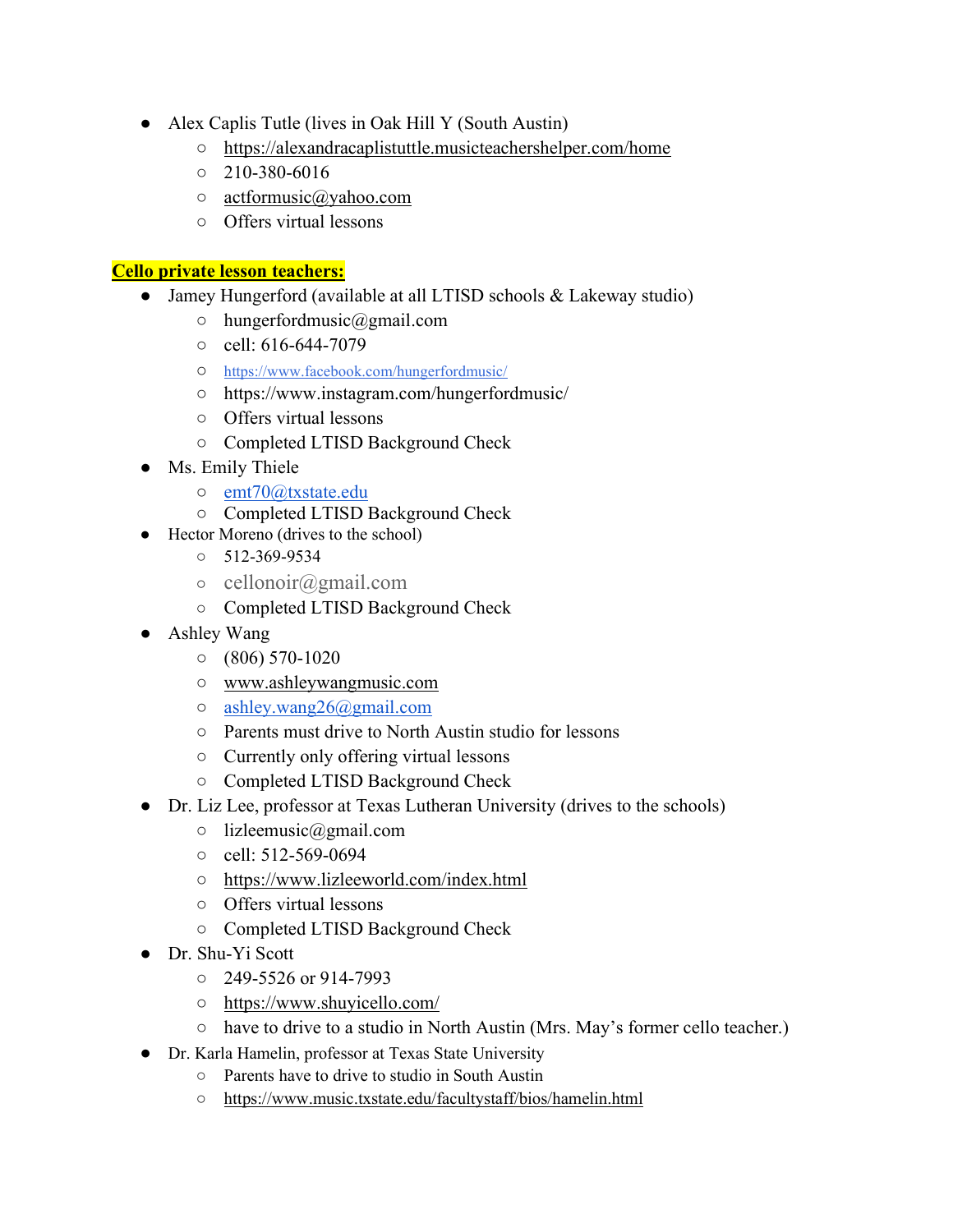- Alex Caplis Tutle (lives in Oak Hill Y (South Austin)
    - https://alexandracaplistuttle.musicteachershelper.com/home
    - 210-380-6016
    - actformusic@yahoo.com
    - Offers virtual lessons

**Cello private lesson teachers:**

- Jamey Hungerford (available at all LTISD schools & Lakeway studio)
    - hungerfordmusic@gmail.com
    - cell: 616-644-7079
    - https://www.facebook.com/hungerfordmusic/
    - https://www.instagram.com/hungerfordmusic/
    - Offers virtual lessons
    - Completed LTISD Background Check
- Ms. Emily Thiele
    - emt70@txstate.edu
    - Completed LTISD Background Check
- Hector Moreno (drives to the school)
    - 512-369-9534
    - cellonoir@gmail.com
    - Completed LTISD Background Check
- Ashley Wang
    - (806) 570-1020
    - www.ashleywangmusic.com
    - ashley.wang26@gmail.com
    - Parents must drive to North Austin studio for lessons
    - Currently only offering virtual lessons
    - Completed LTISD Background Check
- Dr. Liz Lee, professor at Texas Lutheran University (drives to the schools)
    - lizleemusic@gmail.com
    - cell: 512-569-0694
    - https://www.lizleeworld.com/index.html
    - Offers virtual lessons
    - Completed LTISD Background Check
- Dr. Shu-Yi Scott
    - 249-5526 or 914-7993
    - https://www.shuyicello.com/
    - have to drive to a studio in North Austin (Mrs. May's former cello teacher.)
- Dr. Karla Hamelin, professor at Texas State University
    - Parents have to drive to studio in South Austin
    - https://www.music.txstate.edu/facultystaff/bios/hamelin.html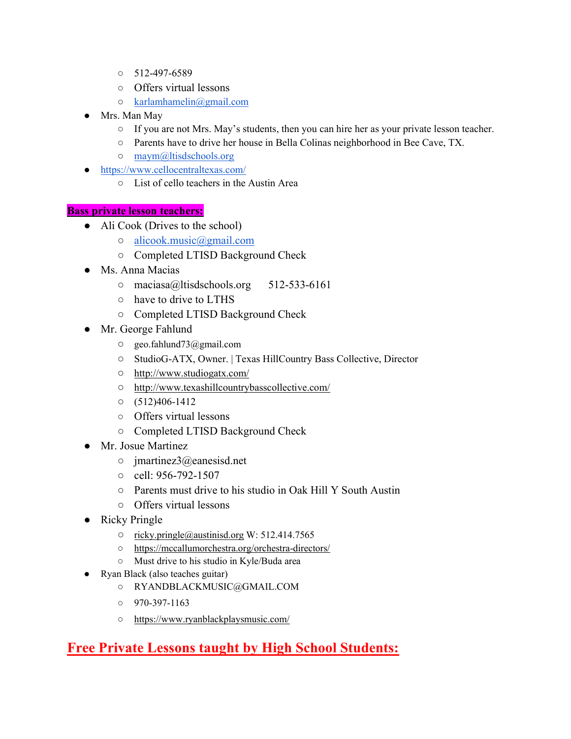- 512-497-6589
  - Offers virtual lessons
  - karlamhamelin@gmail.com
- Mrs. Man May
  - If you are not Mrs. May's students, then you can hire her as your private lesson teacher.
  - Parents have to drive her house in Bella Colinas neighborhood in Bee Cave, TX.
  - maym@ltisdschools.org
- https://www.cellocentraltexas.com/
  - List of cello teachers in the Austin Area

**Bass private lesson teachers:**

- Ali Cook (Drives to the school)
  - alicook.music@gmail.com
  - Completed LTISD Background Check
- Ms. Anna Macias
  - maciasa@ltisdschools.org 512-533-6161
  - have to drive to LTHS
  - Completed LTISD Background Check
- Mr. George Fahlund
  - geo.fahlund73@gmail.com
  - StudioG-ATX, Owner. | Texas HillCountry Bass Collective, Director
  - http://www.studiogatx.com/
  - http://www.texashillcountrybasscollective.com/
  - (512)406-1412
  - Offers virtual lessons
  - Completed LTISD Background Check
- Mr. Josue Martinez
  - jmartinez3@eanesisd.net
  - cell: 956-792-1507
  - Parents must drive to his studio in Oak Hill Y South Austin
  - Offers virtual lessons
- Ricky Pringle
  - ricky.pringle@austinisd.org W: 512.414.7565
  - https://mccallumorchestra.org/orchestra-directors/
  - Must drive to his studio in Kyle/Buda area
- Ryan Black (also teaches guitar)
  - RYANDBLACKMUSIC@GMAIL.COM
  - 970-397-1163
  - https://www.ryanblackplaysmusic.com/

## Free Private Lessons taught by High School Students: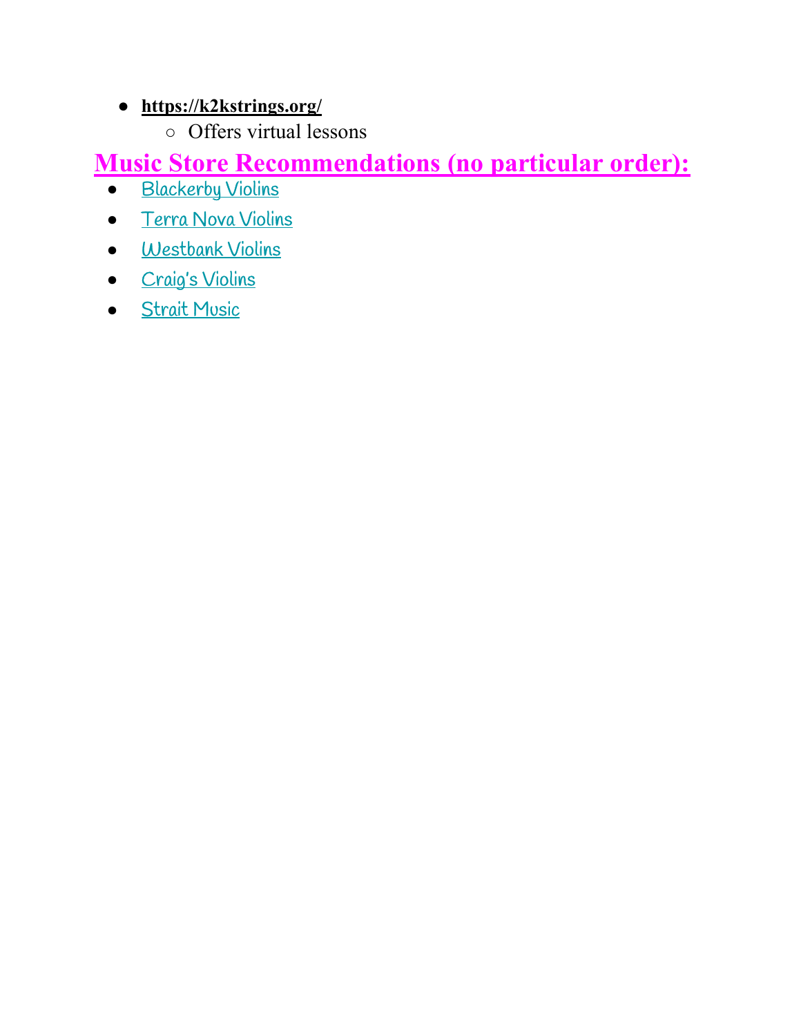- **https://k2kstrings.org/**
    - Offers virtual lessons

## Music Store Recommendations (no particular order):

- Blackerby Violins
- Terra Nova Violins
- Westbank Violins
- Craig's Violins
- Strait Music